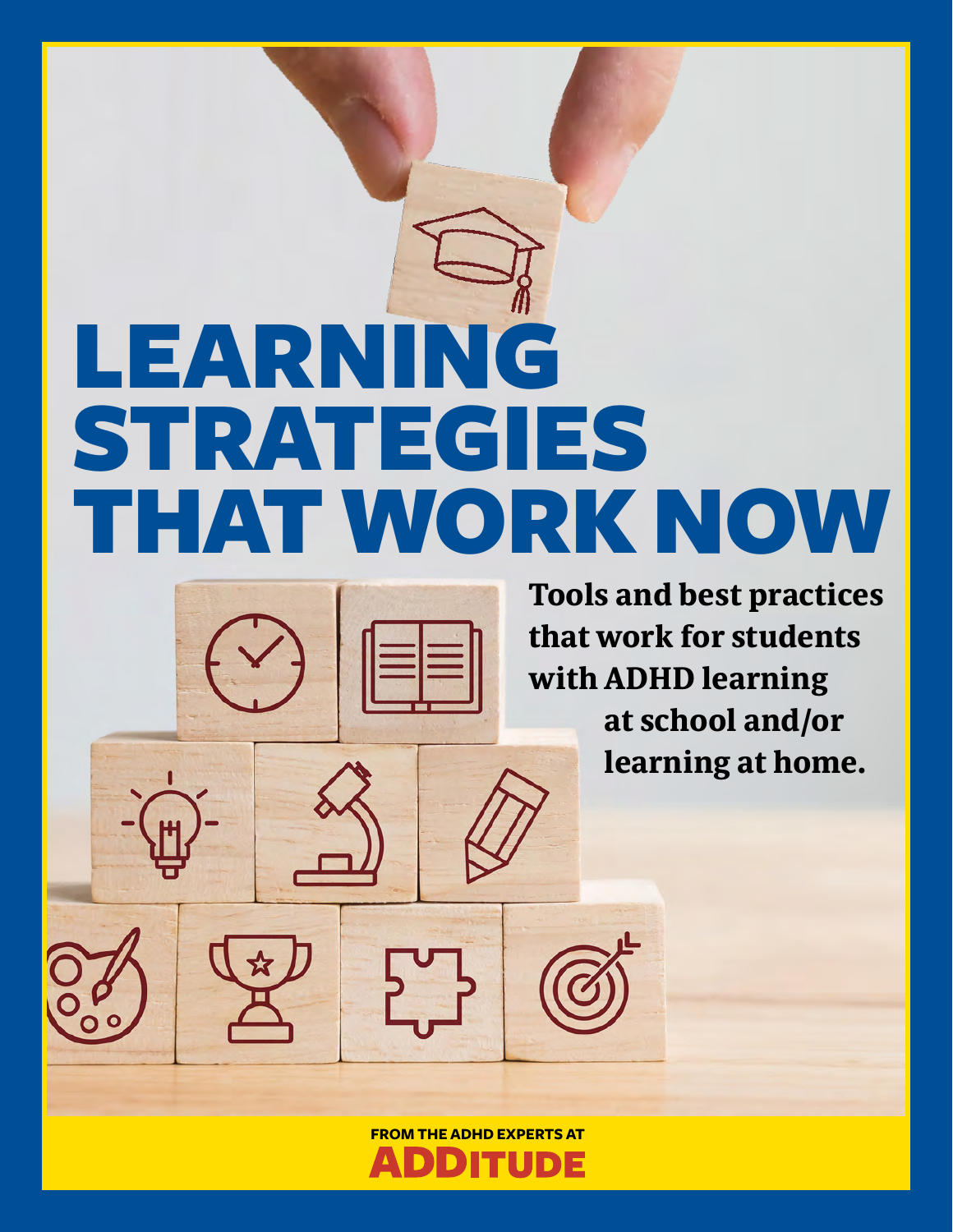# LEARNING STRATEGIES THAT WORK NOW

**Tools and best practices that work for students with ADHD learning at school and/or learning at home.**

FROM THE ADHD EXPERTS AT
ADDITUDE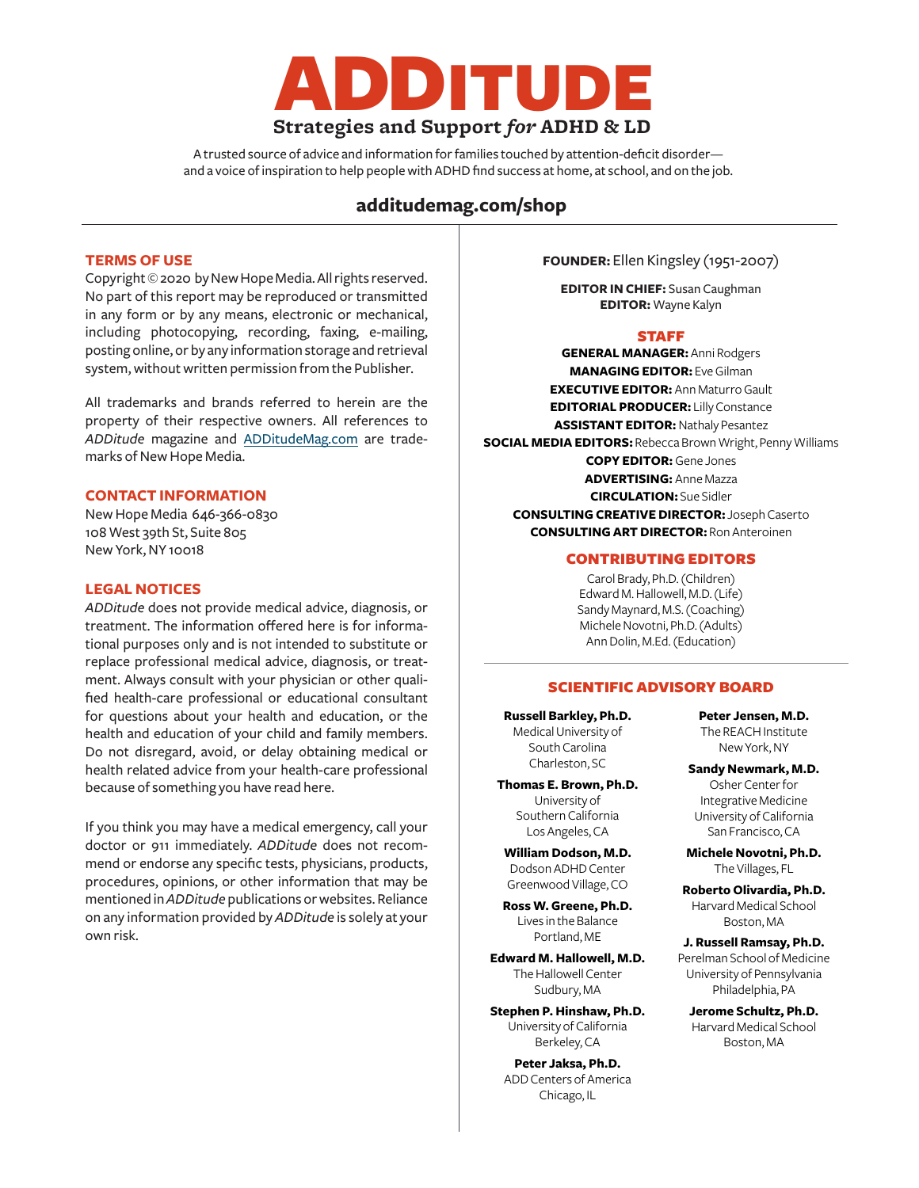# ADDITUDE

**Strategies and Support *for* ADHD & LD**

A trusted source of advice and information for families touched by attention-deficit disorder—
and a voice of inspiration to help people with ADHD find success at home, at school, and on the job.

**additudemag.com/shop**

## TERMS OF USE

Copyright © 2020 by New Hope Media. All rights reserved. No part of this report may be reproduced or transmitted in any form or by any means, electronic or mechanical, including photocopying, recording, faxing, e-mailing, posting online, or by any information storage and retrieval system, without written permission from the Publisher.

All trademarks and brands referred to herein are the property of their respective owners. All references to *ADDitude* magazine and ADDitudeMag.com are trademarks of New Hope Media.

## CONTACT INFORMATION

New Hope Media 646-366-0830
108 West 39th St, Suite 805
New York, NY 10018

## LEGAL NOTICES

*ADDitude* does not provide medical advice, diagnosis, or treatment. The information offered here is for informational purposes only and is not intended to substitute or replace professional medical advice, diagnosis, or treatment. Always consult with your physician or other qualified health-care professional or educational consultant for questions about your health and education, or the health and education of your child and family members. Do not disregard, avoid, or delay obtaining medical or health related advice from your health-care professional because of something you have read here.

If you think you may have a medical emergency, call your doctor or 911 immediately. *ADDitude* does not recommend or endorse any specific tests, physicians, products, procedures, opinions, or other information that may be mentioned in *ADDitude* publications or websites. Reliance on any information provided by *ADDitude* is solely at your own risk.

**FOUNDER:** Ellen Kingsley (1951-2007)

**EDITOR IN CHIEF:** Susan Caughman
**EDITOR:** Wayne Kalyn

## STAFF

**GENERAL MANAGER:** Anni Rodgers
**MANAGING EDITOR:** Eve Gilman
**EXECUTIVE EDITOR:** Ann Maturro Gault
**EDITORIAL PRODUCER:** Lilly Constance
**ASSISTANT EDITOR:** Nathaly Pesantez
**SOCIAL MEDIA EDITORS:** Rebecca Brown Wright, Penny Williams
**COPY EDITOR:** Gene Jones
**ADVERTISING:** Anne Mazza
**CIRCULATION:** Sue Sidler
**CONSULTING CREATIVE DIRECTOR:** Joseph Caserto
**CONSULTING ART DIRECTOR:** Ron Anteroinen

## CONTRIBUTING EDITORS

Carol Brady, Ph.D. (Children)
Edward M. Hallowell, M.D. (Life)
Sandy Maynard, M.S. (Coaching)
Michele Novotni, Ph.D. (Adults)
Ann Dolin, M.Ed. (Education)

## SCIENTIFIC ADVISORY BOARD

**Russell Barkley, Ph.D.**
Medical University of South Carolina
Charleston, SC

**Thomas E. Brown, Ph.D.**
University of Southern California
Los Angeles, CA

**William Dodson, M.D.**
Dodson ADHD Center
Greenwood Village, CO

**Ross W. Greene, Ph.D.**
Lives in the Balance
Portland, ME

**Edward M. Hallowell, M.D.**
The Hallowell Center
Sudbury, MA

**Stephen P. Hinshaw, Ph.D.**
University of California
Berkeley, CA

**Peter Jaksa, Ph.D.**
ADD Centers of America
Chicago, IL

**Peter Jensen, M.D.**
The REACH Institute
New York, NY

**Sandy Newmark, M.D.**
Osher Center for Integrative Medicine
University of California
San Francisco, CA

**Michele Novotni, Ph.D.**
The Villages, FL

**Roberto Olivardia, Ph.D.**
Harvard Medical School
Boston, MA

**J. Russell Ramsay, Ph.D.**
Perelman School of Medicine
University of Pennsylvania
Philadelphia, PA

**Jerome Schultz, Ph.D.**
Harvard Medical School
Boston, MA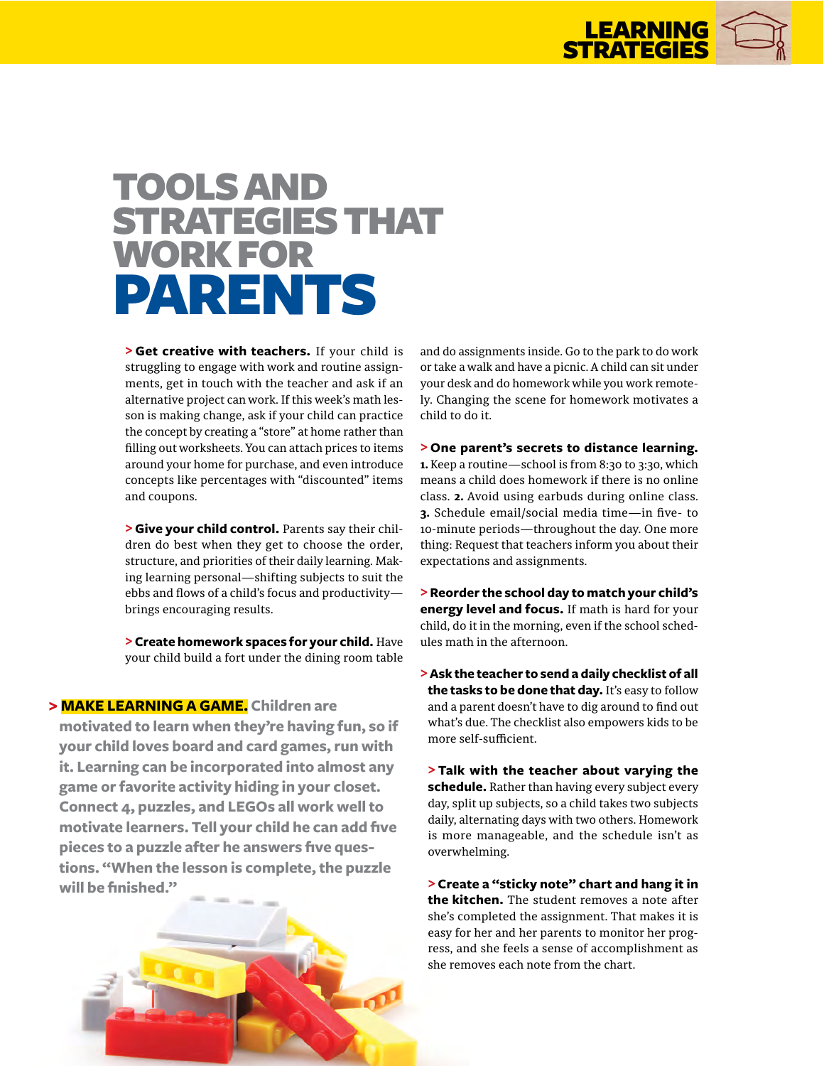# TOOLS AND STRATEGIES THAT WORK FOR PARENTS

> **Get creative with teachers.** If your child is struggling to engage with work and routine assignments, get in touch with the teacher and ask if an alternative project can work. If this week's math lesson is making change, ask if your child can practice the concept by creating a "store" at home rather than filling out worksheets. You can attach prices to items around your home for purchase, and even introduce concepts like percentages with "discounted" items and coupons.

> **Give your child control.** Parents say their children do best when they get to choose the order, structure, and priorities of their daily learning. Making learning personal—shifting subjects to suit the ebbs and flows of a child's focus and productivity—brings encouraging results.

> **Create homework spaces for your child.** Have your child build a fort under the dining room table and do assignments inside. Go to the park to do work or take a walk and have a picnic. A child can sit under your desk and do homework while you work remotely. Changing the scene for homework motivates a child to do it.

> **MAKE LEARNING A GAME.** Children are motivated to learn when they're having fun, so if your child loves board and card games, run with it. Learning can be incorporated into almost any game or favorite activity hiding in your closet. Connect 4, puzzles, and LEGOs all work well to motivate learners. Tell your child he can add five pieces to a puzzle after he answers five questions. "When the lesson is complete, the puzzle will be finished."

> **One parent's secrets to distance learning.** **1.** Keep a routine—school is from 8:30 to 3:30, which means a child does homework if there is no online class. **2.** Avoid using earbuds during online class. **3.** Schedule email/social media time—in five- to 10-minute periods—throughout the day. One more thing: Request that teachers inform you about their expectations and assignments.

> **Reorder the school day to match your child's energy level and focus.** If math is hard for your child, do it in the morning, even if the school schedules math in the afternoon.

> **Ask the teacher to send a daily checklist of all the tasks to be done that day.** It's easy to follow and a parent doesn't have to dig around to find out what's due. The checklist also empowers kids to be more self-sufficient.

> **Talk with the teacher about varying the schedule.** Rather than having every subject every day, split up subjects, so a child takes two subjects daily, alternating days with two others. Homework is more manageable, and the schedule isn't as overwhelming.

> **Create a "sticky note" chart and hang it in the kitchen.** The student removes a note after she's completed the assignment. That makes it is easy for her and her parents to monitor her progress, and she feels a sense of accomplishment as she removes each note from the chart.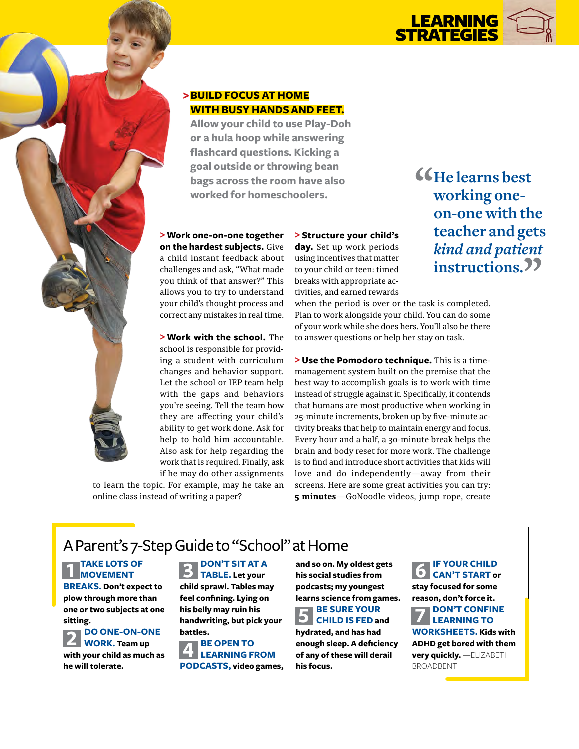**> BUILD FOCUS AT HOME WITH BUSY HANDS AND FEET.** Allow your child to use Play-Doh or a hula hoop while answering flashcard questions. Kicking a goal outside or throwing bean bags across the room have also worked for homeschoolers.

**> Work one-on-one together on the hardest subjects.** Give a child instant feedback about challenges and ask, "What made you think of that answer?" This allows you to try to understand your child's thought process and correct any mistakes in real time.

**> Work with the school.** The school is responsible for providing a student with curriculum changes and behavior support. Let the school or IEP team help with the gaps and behaviors you're seeing. Tell the team how they are affecting your child's ability to get work done. Ask for help to hold him accountable. Also ask for help regarding the work that is required. Finally, ask if he may do other assignments to learn the topic. For example, may he take an online class instead of writing a paper?

**> Structure your child's day.** Set up work periods using incentives that matter to your child or teen: timed breaks with appropriate activities, and earned rewards when the period is over or the task is completed. Plan to work alongside your child. You can do some of your work while she does hers. You'll also be there to answer questions or help her stay on task.

**> Use the Pomodoro technique.** This is a time-management system built on the premise that the best way to accomplish goals is to work with time instead of struggle against it. Specifically, it contends that humans are most productive when working in 25-minute increments, broken up by five-minute activity breaks that help to maintain energy and focus. Every hour and a half, a 30-minute break helps the brain and body reset for more work. The challenge is to find and introduce short activities that kids will love and do independently—away from their screens. Here are some great activities you can try: **5 minutes**—GoNoodle videos, jump rope, create

> "He learns best working one-on-one with the teacher and gets *kind and patient* instructions."

## A Parent's 7-Step Guide to "School" at Home

**1 TAKE LOTS OF MOVEMENT BREAKS.** Don't expect to plow through more than one or two subjects at one sitting.

**2 DO ONE-ON-ONE WORK.** Team up with your child as much as he will tolerate.

**3 DON'T SIT AT A TABLE.** Let your child sprawl. Tables may feel confining. Lying on his belly may ruin his handwriting, but pick your battles.

**4 BE OPEN TO LEARNING FROM PODCASTS,** video games, and so on. My oldest gets his social studies from podcasts; my youngest learns science from games.

**5 BE SURE YOUR CHILD IS FED** and hydrated, and has had enough sleep. A deficiency of any of these will derail his focus.

**6 IF YOUR CHILD CAN'T START** or stay focused for some reason, don't force it.

**7 DON'T CONFINE LEARNING TO WORKSHEETS.** Kids with ADHD get bored with them very quickly. —ELIZABETH BROADBENT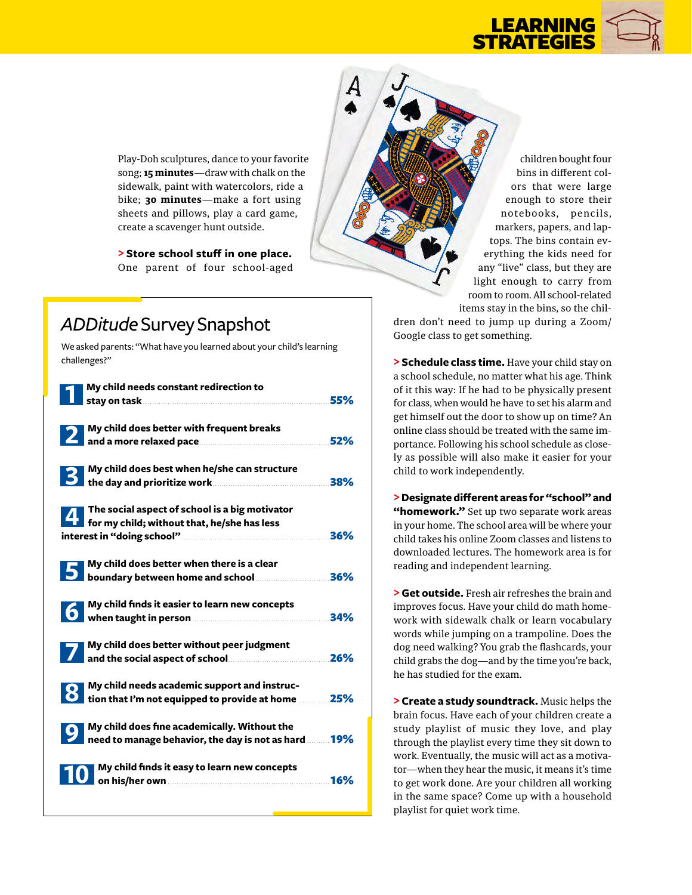Play-Doh sculptures, dance to your favorite song; **15 minutes**—draw with chalk on the sidewalk, paint with watercolors, ride a bike; **30 minutes**—make a fort using sheets and pillows, play a card game, create a scavenger hunt outside.

**> Store school stuff in one place.** One parent of four school-aged children bought four bins in different colors that were large enough to store their notebooks, pencils, markers, papers, and laptops. The bins contain everything the kids need for any "live" class, but they are light enough to carry from room to room. All school-related items stay in the bins, so the children don't need to jump up during a Zoom/Google class to get something.

**> Schedule class time.** Have your child stay on a school schedule, no matter what his age. Think of it this way: If he had to be physically present for class, when would he have to set his alarm and get himself out the door to show up on time? An online class should be treated with the same importance. Following his school schedule as closely as possible will also make it easier for your child to work independently.

**> Designate different areas for "school" and "homework."** Set up two separate work areas in your home. The school area will be where your child takes his online Zoom classes and listens to downloaded lectures. The homework area is for reading and independent learning.

**> Get outside.** Fresh air refreshes the brain and improves focus. Have your child do math homework with sidewalk chalk or learn vocabulary words while jumping on a trampoline. Does the dog need walking? You grab the flashcards, your child grabs the dog—and by the time you're back, he has studied for the exam.

**> Create a study soundtrack.** Music helps the brain focus. Have each of your children create a study playlist of music they love, and play through the playlist every time they sit down to work. Eventually, the music will act as a motivator—when they hear the music, it means it's time to get work done. Are your children all working in the same space? Come up with a household playlist for quiet work time.

## *ADDitude* Survey Snapshot

We asked parents: "What have you learned about your child's learning challenges?"

| Rank | Response | Percent |
|---|---|---|
| 1 | **My child needs constant redirection to stay on task** | **55%** |
| 2 | **My child does better with frequent breaks and a more relaxed pace** | **52%** |
| 3 | **My child does best when he/she can structure the day and prioritize work** | **38%** |
| 4 | **The social aspect of school is a big motivator for my child; without that, he/she has less interest in "doing school"** | **36%** |
| 5 | **My child does better when there is a clear boundary between home and school** | **36%** |
| 6 | **My child finds it easier to learn new concepts when taught in person** | **34%** |
| 7 | **My child does better without peer judgment and the social aspect of school** | **26%** |
| 8 | **My child needs academic support and instruction that I'm not equipped to provide at home** | **25%** |
| 9 | **My child does fine academically. Without the need to manage behavior, the day is not as hard** | **19%** |
| 10 | **My child finds it easy to learn new concepts on his/her own** | **16%** |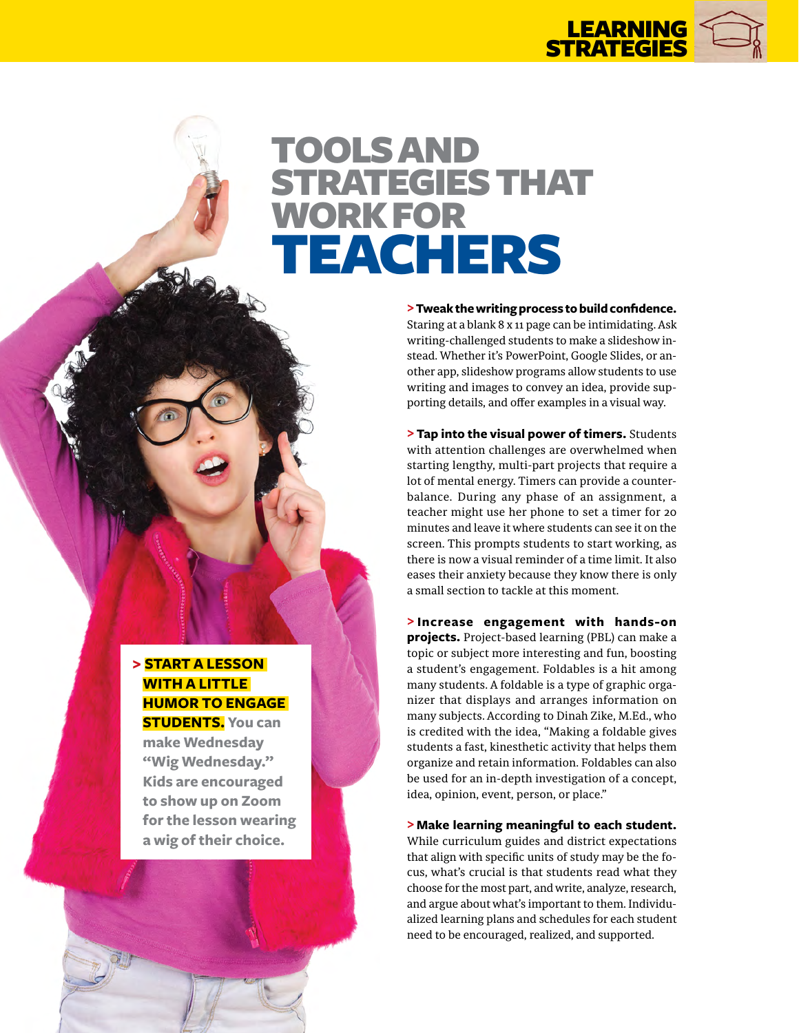# TOOLS AND STRATEGIES THAT WORK FOR TEACHERS

**> START A LESSON WITH A LITTLE HUMOR TO ENGAGE STUDENTS.** **You can make Wednesday "Wig Wednesday." Kids are encouraged to show up on Zoom for the lesson wearing a wig of their choice.**

**> Tweak the writing process to build confidence.** Staring at a blank 8 x 11 page can be intimidating. Ask writing-challenged students to make a slideshow instead. Whether it's PowerPoint, Google Slides, or another app, slideshow programs allow students to use writing and images to convey an idea, provide supporting details, and offer examples in a visual way.

**> Tap into the visual power of timers.** Students with attention challenges are overwhelmed when starting lengthy, multi-part projects that require a lot of mental energy. Timers can provide a counterbalance. During any phase of an assignment, a teacher might use her phone to set a timer for 20 minutes and leave it where students can see it on the screen. This prompts students to start working, as there is now a visual reminder of a time limit. It also eases their anxiety because they know there is only a small section to tackle at this moment.

**> Increase engagement with hands-on projects.** Project-based learning (PBL) can make a topic or subject more interesting and fun, boosting a student's engagement. Foldables is a hit among many students. A foldable is a type of graphic organizer that displays and arranges information on many subjects. According to Dinah Zike, M.Ed., who is credited with the idea, "Making a foldable gives students a fast, kinesthetic activity that helps them organize and retain information. Foldables can also be used for an in-depth investigation of a concept, idea, opinion, event, person, or place."

**> Make learning meaningful to each student.** While curriculum guides and district expectations that align with specific units of study may be the focus, what's crucial is that students read what they choose for the most part, and write, analyze, research, and argue about what's important to them. Individualized learning plans and schedules for each student need to be encouraged, realized, and supported.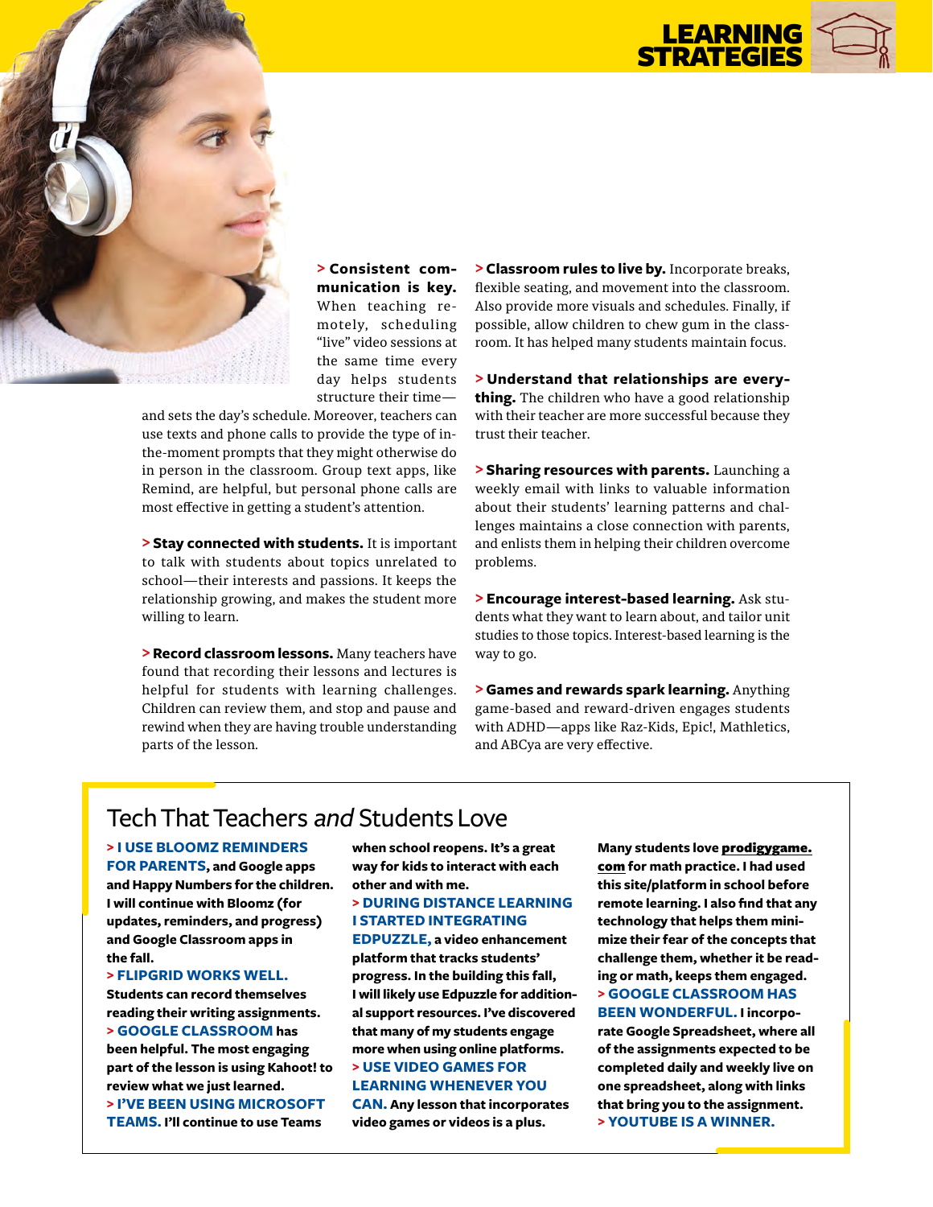# LEARNING STRATEGIES

**> Consistent communication is key.** When teaching remotely, scheduling "live" video sessions at the same time every day helps students structure their time—and sets the day's schedule. Moreover, teachers can use texts and phone calls to provide the type of in-the-moment prompts that they might otherwise do in person in the classroom. Group text apps, like Remind, are helpful, but personal phone calls are most effective in getting a student's attention.

**> Stay connected with students.** It is important to talk with students about topics unrelated to school—their interests and passions. It keeps the relationship growing, and makes the student more willing to learn.

**> Record classroom lessons.** Many teachers have found that recording their lessons and lectures is helpful for students with learning challenges. Children can review them, and stop and pause and rewind when they are having trouble understanding parts of the lesson.

**> Classroom rules to live by.** Incorporate breaks, flexible seating, and movement into the classroom. Also provide more visuals and schedules. Finally, if possible, allow children to chew gum in the classroom. It has helped many students maintain focus.

**> Understand that relationships are everything.** The children who have a good relationship with their teacher are more successful because they trust their teacher.

**> Sharing resources with parents.** Launching a weekly email with links to valuable information about their students' learning patterns and challenges maintains a close connection with parents, and enlists them in helping their children overcome problems.

**> Encourage interest-based learning.** Ask students what they want to learn about, and tailor unit studies to those topics. Interest-based learning is the way to go.

**> Games and rewards spark learning.** Anything game-based and reward-driven engages students with ADHD—apps like Raz-Kids, Epic!, Mathletics, and ABCya are very effective.

## Tech That Teachers *and* Students Love

**> I USE BLOOMZ REMINDERS FOR PARENTS, and Google apps and Happy Numbers for the children. I will continue with Bloomz (for updates, reminders, and progress) and Google Classroom apps in the fall.**

**> FLIPGRID WORKS WELL. Students can record themselves reading their writing assignments.**

**> GOOGLE CLASSROOM has been helpful. The most engaging part of the lesson is using Kahoot! to review what we just learned.**

**> I'VE BEEN USING MICROSOFT TEAMS. I'll continue to use Teams when school reopens. It's a great way for kids to interact with each other and with me.**

**> DURING DISTANCE LEARNING I STARTED INTEGRATING EDPUZZLE, a video enhancement platform that tracks students' progress. In the building this fall, I will likely use Edpuzzle for additional support resources. I've discovered that many of my students engage more when using online platforms.**

**> USE VIDEO GAMES FOR LEARNING WHENEVER YOU CAN. Any lesson that incorporates video games or videos is a plus.**

**Many students love prodigygame.com for math practice. I had used this site/platform in school before remote learning. I also find that any technology that helps them minimize their fear of the concepts that challenge them, whether it be reading or math, keeps them engaged.**

**> GOOGLE CLASSROOM HAS BEEN WONDERFUL. I incorporate Google Spreadsheet, where all of the assignments expected to be completed daily and weekly live on one spreadsheet, along with links that bring you to the assignment.**

**> YOUTUBE IS A WINNER.**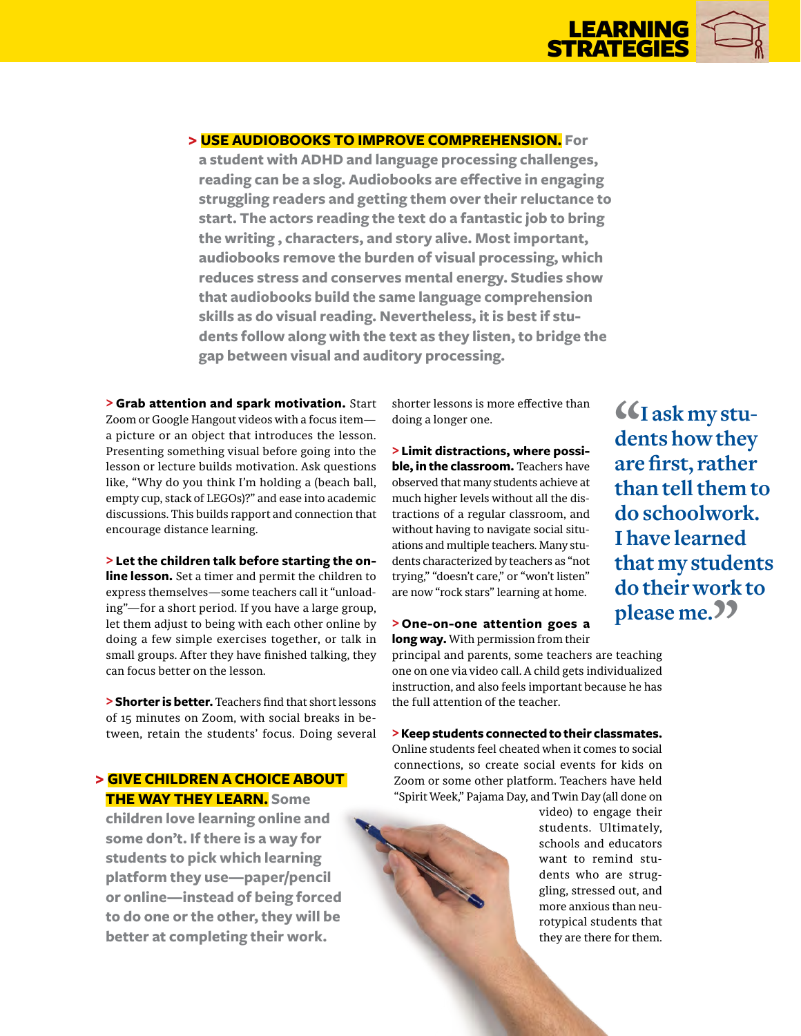**> USE AUDIOBOOKS TO IMPROVE COMPREHENSION.** For a student with ADHD and language processing challenges, reading can be a slog. Audiobooks are effective in engaging struggling readers and getting them over their reluctance to start. The actors reading the text do a fantastic job to bring the writing , characters, and story alive. Most important, audiobooks remove the burden of visual processing, which reduces stress and conserves mental energy. Studies show that audiobooks build the same language comprehension skills as do visual reading. Nevertheless, it is best if students follow along with the text as they listen, to bridge the gap between visual and auditory processing.

**> Grab attention and spark motivation.** Start Zoom or Google Hangout videos with a focus item—a picture or an object that introduces the lesson. Presenting something visual before going into the lesson or lecture builds motivation. Ask questions like, "Why do you think I'm holding a (beach ball, empty cup, stack of LEGOs)?" and ease into academic discussions. This builds rapport and connection that encourage distance learning.

**> Let the children talk before starting the online lesson.** Set a timer and permit the children to express themselves—some teachers call it "unloading"—for a short period. If you have a large group, let them adjust to being with each other online by doing a few simple exercises together, or talk in small groups. After they have finished talking, they can focus better on the lesson.

**> Shorter is better.** Teachers find that short lessons of 15 minutes on Zoom, with social breaks in between, retain the students' focus. Doing several shorter lessons is more effective than doing a longer one.

**> Limit distractions, where possible, in the classroom.** Teachers have observed that many students achieve at much higher levels without all the distractions of a regular classroom, and without having to navigate social situations and multiple teachers. Many students characterized by teachers as "not trying," "doesn't care," or "won't listen" are now "rock stars" learning at home.

**> One-on-one attention goes a long way.** With permission from their principal and parents, some teachers are teaching one on one via video call. A child gets individualized instruction, and also feels important because he has the full attention of the teacher.

**> Keep students connected to their classmates.** Online students feel cheated when it comes to social connections, so create social events for kids on Zoom or some other platform. Teachers have held "Spirit Week," Pajama Day, and Twin Day (all done on video) to engage their students. Ultimately, schools and educators want to remind students who are struggling, stressed out, and more anxious than neurotypical students that they are there for them.

> "I ask my students how they are first, rather than tell them to do schoolwork. I have learned that my students do their work to please me."

**> GIVE CHILDREN A CHOICE ABOUT THE WAY THEY LEARN.** Some children love learning online and some don't. If there is a way for students to pick which learning platform they use—paper/pencil or online—instead of being forced to do one or the other, they will be better at completing their work.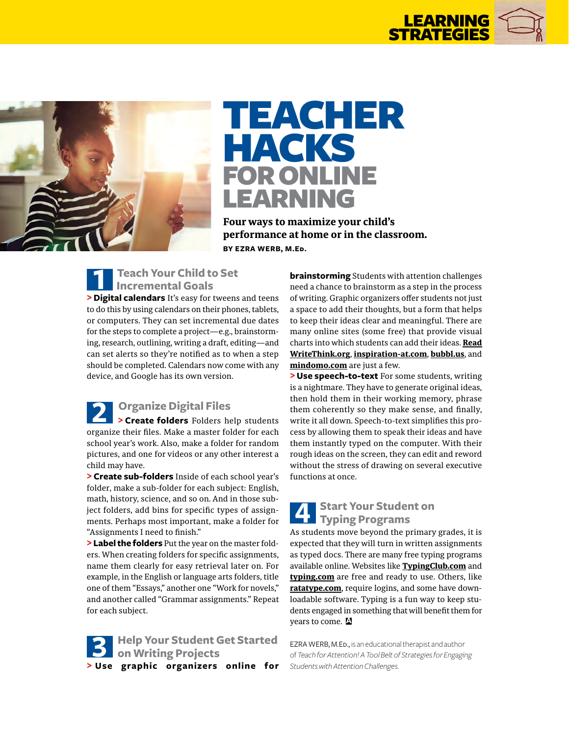# TEACHER HACKS FOR ONLINE LEARNING

**Four ways to maximize your child's performance at home or in the classroom.**

**BY EZRA WERB, M.ED.**

## 1 Teach Your Child to Set Incremental Goals

**> Digital calendars** It's easy for tweens and teens to do this by using calendars on their phones, tablets, or computers. They can set incremental due dates for the steps to complete a project—e.g., brainstorming, research, outlining, writing a draft, editing—and can set alerts so they're notified as to when a step should be completed. Calendars now come with any device, and Google has its own version.

## 2 Organize Digital Files

**> Create folders** Folders help students organize their files. Make a master folder for each school year's work. Also, make a folder for random pictures, and one for videos or any other interest a child may have.

**> Create sub-folders** Inside of each school year's folder, make a sub-folder for each subject: English, math, history, science, and so on. And in those subject folders, add bins for specific types of assignments. Perhaps most important, make a folder for "Assignments I need to finish."

**> Label the folders** Put the year on the master folders. When creating folders for specific assignments, name them clearly for easy retrieval later on. For example, in the English or language arts folders, title one of them "Essays," another one "Work for novels," and another called "Grammar assignments." Repeat for each subject.

## 3 Help Your Student Get Started on Writing Projects

**> Use graphic organizers online for brainstorming** Students with attention challenges need a chance to brainstorm as a step in the process of writing. Graphic organizers offer students not just a space to add their thoughts, but a form that helps to keep their ideas clear and meaningful. There are many online sites (some free) that provide visual charts into which students can add their ideas. **ReadWriteThink.org**, **inspiration-at.com**, **bubbl.us**, and **mindomo.com** are just a few.

**> Use speech-to-text** For some students, writing is a nightmare. They have to generate original ideas, then hold them in their working memory, phrase them coherently so they make sense, and finally, write it all down. Speech-to-text simplifies this process by allowing them to speak their ideas and have them instantly typed on the computer. With their rough ideas on the screen, they can edit and reword without the stress of drawing on several executive functions at once.

## 4 Start Your Student on Typing Programs

As students move beyond the primary grades, it is expected that they will turn in written assignments as typed docs. There are many free typing programs available online. Websites like **TypingClub.com** and **typing.com** are free and ready to use. Others, like **ratatype.com**, require logins, and some have downloadable software. Typing is a fun way to keep students engaged in something that will benefit them for years to come.

EZRA WERB, M.ED., is an educational therapist and author of *Teach for Attention! A Tool Belt of Strategies for Engaging Students with Attention Challenges.*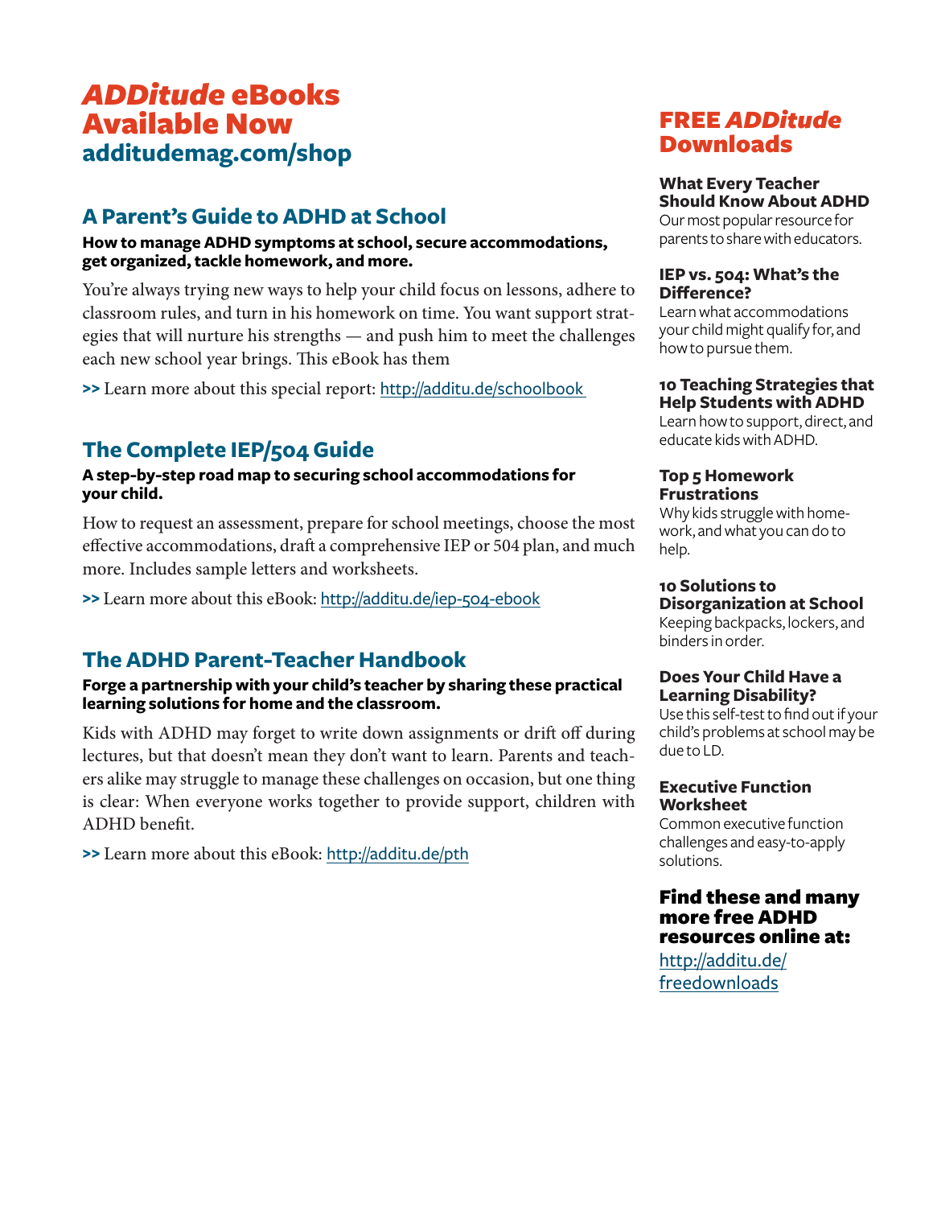# *ADDitude* eBooks Available Now

## additudemag.com/shop

## A Parent's Guide to ADHD at School

**How to manage ADHD symptoms at school, secure accommodations, get organized, tackle homework, and more.**

You're always trying new ways to help your child focus on lessons, adhere to classroom rules, and turn in his homework on time. You want support strategies that will nurture his strengths — and push him to meet the challenges each new school year brings. This eBook has them

**>>** Learn more about this special report: http://additu.de/schoolbook

## The Complete IEP/504 Guide

**A step-by-step road map to securing school accommodations for your child.**

How to request an assessment, prepare for school meetings, choose the most effective accommodations, draft a comprehensive IEP or 504 plan, and much more. Includes sample letters and worksheets.

**>>** Learn more about this eBook: http://additu.de/iep-504-ebook

## The ADHD Parent-Teacher Handbook

**Forge a partnership with your child's teacher by sharing these practical learning solutions for home and the classroom.**

Kids with ADHD may forget to write down assignments or drift off during lectures, but that doesn't mean they don't want to learn. Parents and teachers alike may struggle to manage these challenges on occasion, but one thing is clear: When everyone works together to provide support, children with ADHD benefit.

**>>** Learn more about this eBook: http://additu.de/pth

# FREE *ADDitude* Downloads

**What Every Teacher Should Know About ADHD**
Our most popular resource for parents to share with educators.

**IEP vs. 504: What's the Difference?**
Learn what accommodations your child might qualify for, and how to pursue them.

**10 Teaching Strategies that Help Students with ADHD**
Learn how to support, direct, and educate kids with ADHD.

**Top 5 Homework Frustrations**
Why kids struggle with homework, and what you can do to help.

**10 Solutions to Disorganization at School**
Keeping backpacks, lockers, and binders in order.

**Does Your Child Have a Learning Disability?**
Use this self-test to find out if your child's problems at school may be due to LD.

**Executive Function Worksheet**
Common executive function challenges and easy-to-apply solutions.

**Find these and many more free ADHD resources online at:**

http://additu.de/freedownloads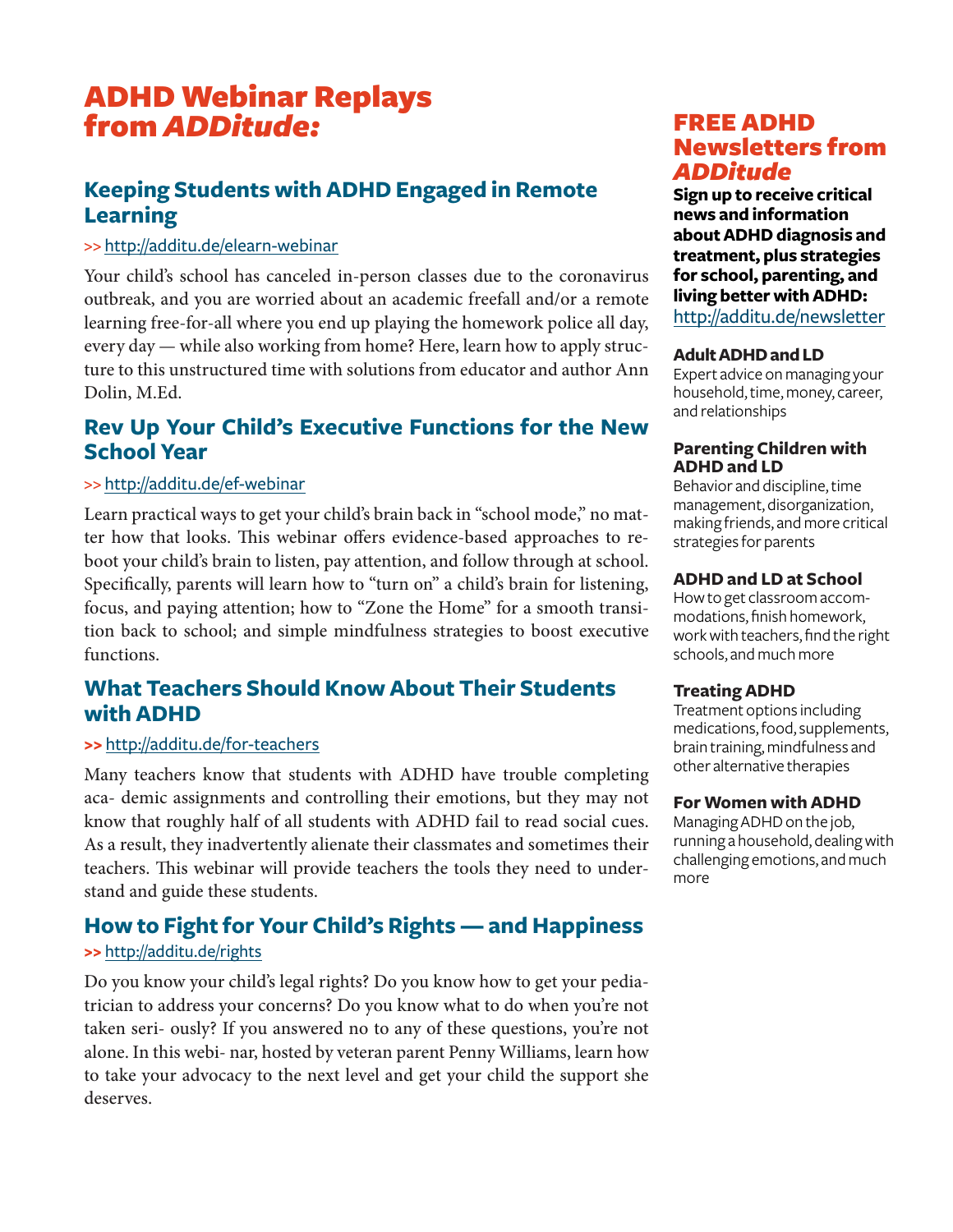# ADHD Webinar Replays from *ADDitude:*

## Keeping Students with ADHD Engaged in Remote Learning

>> http://additu.de/elearn-webinar

Your child's school has canceled in-person classes due to the coronavirus outbreak, and you are worried about an academic freefall and/or a remote learning free-for-all where you end up playing the homework police all day, every day — while also working from home? Here, learn how to apply structure to this unstructured time with solutions from educator and author Ann Dolin, M.Ed.

## Rev Up Your Child's Executive Functions for the New School Year

>> http://additu.de/ef-webinar

Learn practical ways to get your child's brain back in "school mode," no matter how that looks. This webinar offers evidence-based approaches to reboot your child's brain to listen, pay attention, and follow through at school. Specifically, parents will learn how to "turn on" a child's brain for listening, focus, and paying attention; how to "Zone the Home" for a smooth transition back to school; and simple mindfulness strategies to boost executive functions.

## What Teachers Should Know About Their Students with ADHD

>> http://additu.de/for-teachers

Many teachers know that students with ADHD have trouble completing aca- demic assignments and controlling their emotions, but they may not know that roughly half of all students with ADHD fail to read social cues. As a result, they inadvertently alienate their classmates and sometimes their teachers. This webinar will provide teachers the tools they need to understand and guide these students.

## How to Fight for Your Child's Rights — and Happiness

>> http://additu.de/rights

Do you know your child's legal rights? Do you know how to get your pediatrician to address your concerns? Do you know what to do when you're not taken seri- ously? If you answered no to any of these questions, you're not alone. In this webi- nar, hosted by veteran parent Penny Williams, learn how to take your advocacy to the next level and get your child the support she deserves.

# FREE ADHD Newsletters from *ADDitude*

**Sign up to receive critical news and information about ADHD diagnosis and treatment, plus strategies for school, parenting, and living better with ADHD:** http://additu.de/newsletter

**Adult ADHD and LD**
Expert advice on managing your household, time, money, career, and relationships

**Parenting Children with ADHD and LD**
Behavior and discipline, time management, disorganization, making friends, and more critical strategies for parents

**ADHD and LD at School**
How to get classroom accommodations, finish homework, work with teachers, find the right schools, and much more

**Treating ADHD**
Treatment options including medications, food, supplements, brain training, mindfulness and other alternative therapies

**For Women with ADHD**
Managing ADHD on the job, running a household, dealing with challenging emotions, and much more